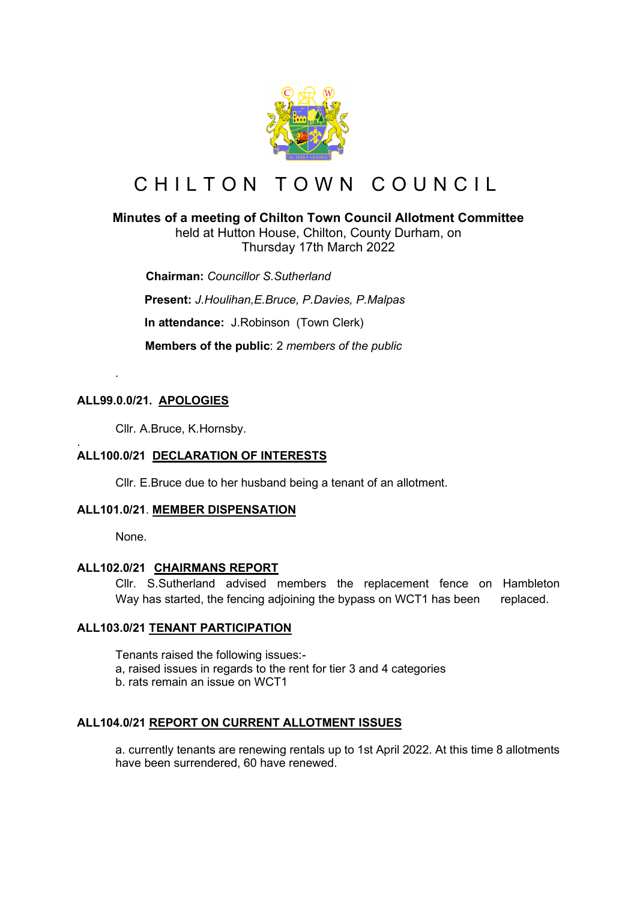# CHILTON TOWN COUNCIL

**Minutes of a meeting of Chilton Town Council Allotment Committee**
held at Hutton House, Chilton, County Durham, on
Thursday 17th March 2022

**Chairman:** *Councillor S.Sutherland*

**Present:** *J.Houlihan,E.Bruce, P.Davies, P.Malpas*

**In attendance:** J.Robinson (Town Clerk)

**Members of the public**: 2 *members of the public*

.

**ALL99.0.0/21. APOLOGIES**

Cllr. A.Bruce, K.Hornsby.

.

**ALL100.0/21 DECLARATION OF INTERESTS**

Cllr. E.Bruce due to her husband being a tenant of an allotment.

**ALL101.0/21. MEMBER DISPENSATION**

None.

**ALL102.0/21 CHAIRMANS REPORT**

Cllr. S.Sutherland advised members the replacement fence on Hambleton Way has started, the fencing adjoining the bypass on WCT1 has been replaced.

**ALL103.0/21 TENANT PARTICIPATION**

Tenants raised the following issues:-
a, raised issues in regards to the rent for tier 3 and 4 categories
b. rats remain an issue on WCT1

**ALL104.0/21 REPORT ON CURRENT ALLOTMENT ISSUES**

a. currently tenants are renewing rentals up to 1st April 2022. At this time 8 allotments have been surrendered, 60 have renewed.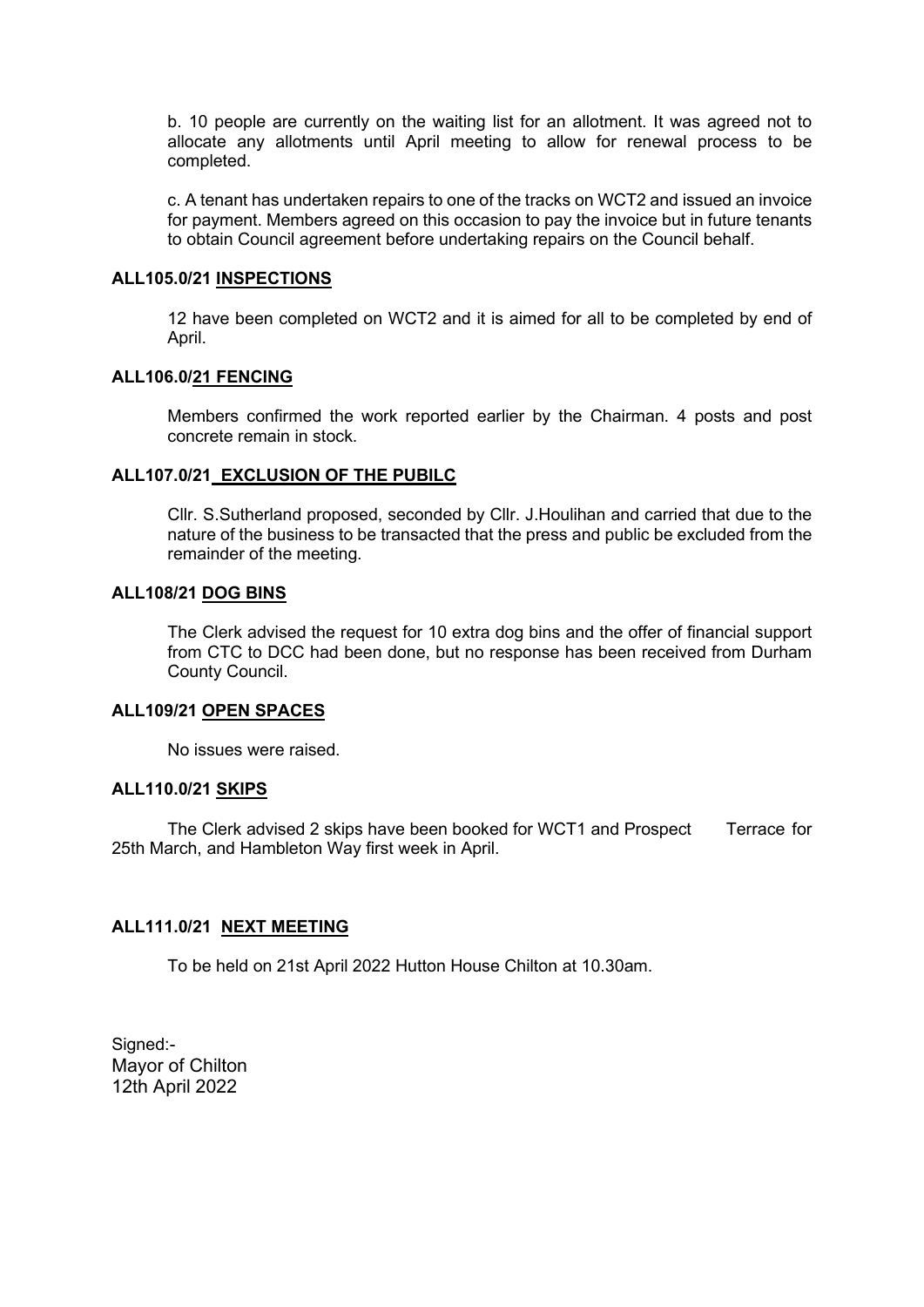b. 10 people are currently on the waiting list for an allotment. It was agreed not to allocate any allotments until April meeting to allow for renewal process to be completed.

c. A tenant has undertaken repairs to one of the tracks on WCT2 and issued an invoice for payment. Members agreed on this occasion to pay the invoice but in future tenants to obtain Council agreement before undertaking repairs on the Council behalf.

**ALL105.0/21 INSPECTIONS**

12 have been completed on WCT2 and it is aimed for all to be completed by end of April.

**ALL106.0/21 FENCING**

Members confirmed the work reported earlier by the Chairman. 4 posts and post concrete remain in stock.

**ALL107.0/21 EXCLUSION OF THE PUBILC**

Cllr. S.Sutherland proposed, seconded by Cllr. J.Houlihan and carried that due to the nature of the business to be transacted that the press and public be excluded from the remainder of the meeting.

**ALL108/21 DOG BINS**

The Clerk advised the request for 10 extra dog bins and the offer of financial support from CTC to DCC had been done, but no response has been received from Durham County Council.

**ALL109/21 OPEN SPACES**

No issues were raised.

**ALL110.0/21 SKIPS**

The Clerk advised 2 skips have been booked for WCT1 and Prospect Terrace for 25th March, and Hambleton Way first week in April.

**ALL111.0/21 NEXT MEETING**

To be held on 21st April 2022 Hutton House Chilton at 10.30am.

Signed:-
Mayor of Chilton
12th April 2022